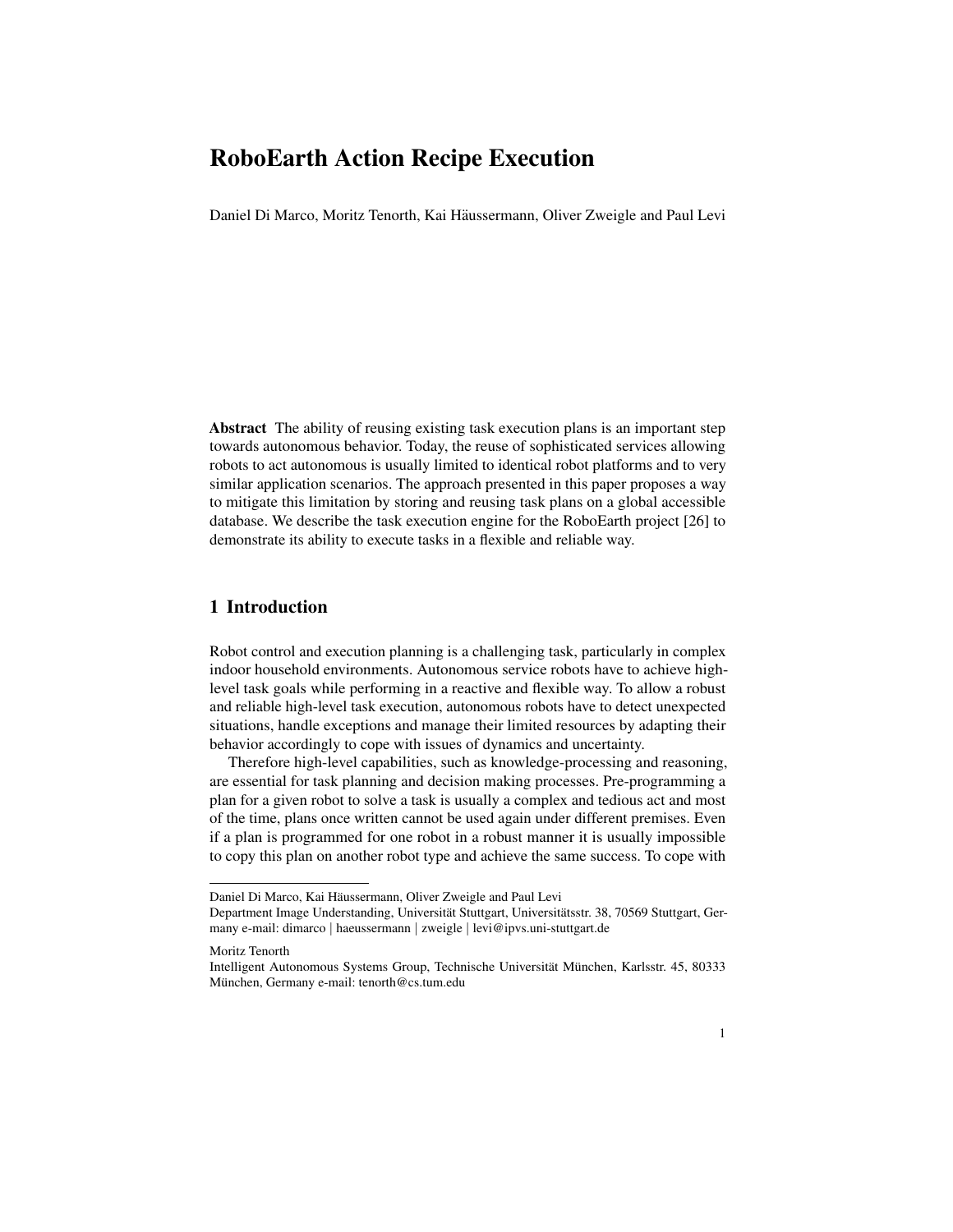# RoboEarth Action Recipe Execution

Daniel Di Marco, Moritz Tenorth, Kai Häussermann, Oliver Zweigle and Paul Levi

**Abstract** The ability of reusing existing task execution plans is an important step towards autonomous behavior. Today, the reuse of sophisticated services allowing robots to act autonomous is usually limited to identical robot platforms and to very similar application scenarios. The approach presented in this paper proposes a way to mitigate this limitation by storing and reusing task plans on a global accessible database. We describe the task execution engine for the RoboEarth project [26] to demonstrate its ability to execute tasks in a flexible and reliable way.

## 1 Introduction

Robot control and execution planning is a challenging task, particularly in complex indoor household environments. Autonomous service robots have to achieve high-level task goals while performing in a reactive and flexible way. To allow a robust and reliable high-level task execution, autonomous robots have to detect unexpected situations, handle exceptions and manage their limited resources by adapting their behavior accordingly to cope with issues of dynamics and uncertainty.

Therefore high-level capabilities, such as knowledge-processing and reasoning, are essential for task planning and decision making processes. Pre-programming a plan for a given robot to solve a task is usually a complex and tedious act and most of the time, plans once written cannot be used again under different premises. Even if a plan is programmed for one robot in a robust manner it is usually impossible to copy this plan on another robot type and achieve the same success. To cope with

---

Daniel Di Marco, Kai Häussermann, Oliver Zweigle and Paul Levi
Department Image Understanding, Universität Stuttgart, Universitätsstr. 38, 70569 Stuttgart, Germany e-mail: dimarco | haeussermann | zweigle | levi@ipvs.uni-stuttgart.de

Moritz Tenorth
Intelligent Autonomous Systems Group, Technische Universität München, Karlsstr. 45, 80333 München, Germany e-mail: tenorth@cs.tum.edu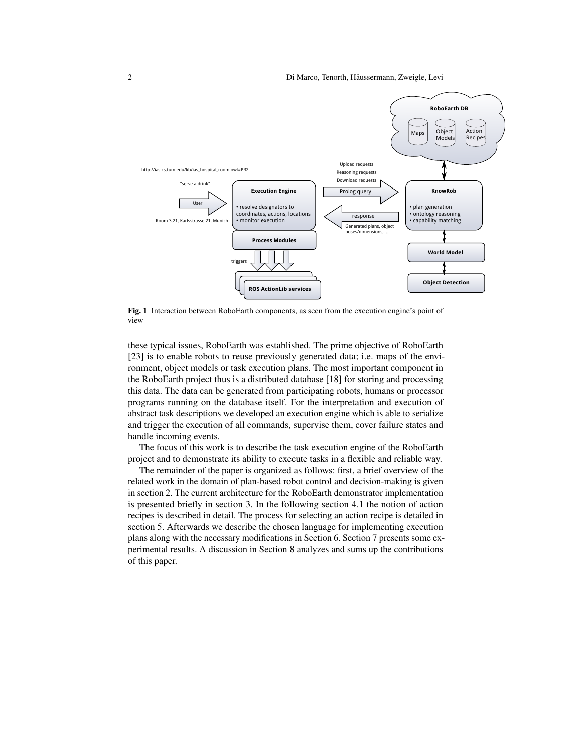**Fig. 1** Interaction between RoboEarth components, as seen from the execution engine's point of view

these typical issues, RoboEarth was established. The prime objective of RoboEarth [23] is to enable robots to reuse previously generated data; i.e. maps of the environment, object models or task execution plans. The most important component in the RoboEarth project thus is a distributed database [18] for storing and processing this data. The data can be generated from participating robots, humans or processor programs running on the database itself. For the interpretation and execution of abstract task descriptions we developed an execution engine which is able to serialize and trigger the execution of all commands, supervise them, cover failure states and handle incoming events.

The focus of this work is to describe the task execution engine of the RoboEarth project and to demonstrate its ability to execute tasks in a flexible and reliable way.

The remainder of the paper is organized as follows: first, a brief overview of the related work in the domain of plan-based robot control and decision-making is given in section 2. The current architecture for the RoboEarth demonstrator implementation is presented briefly in section 3. In the following section 4.1 the notion of action recipes is described in detail. The process for selecting an action recipe is detailed in section 5. Afterwards we describe the chosen language for implementing execution plans along with the necessary modifications in Section 6. Section 7 presents some experimental results. A discussion in Section 8 analyzes and sums up the contributions of this paper.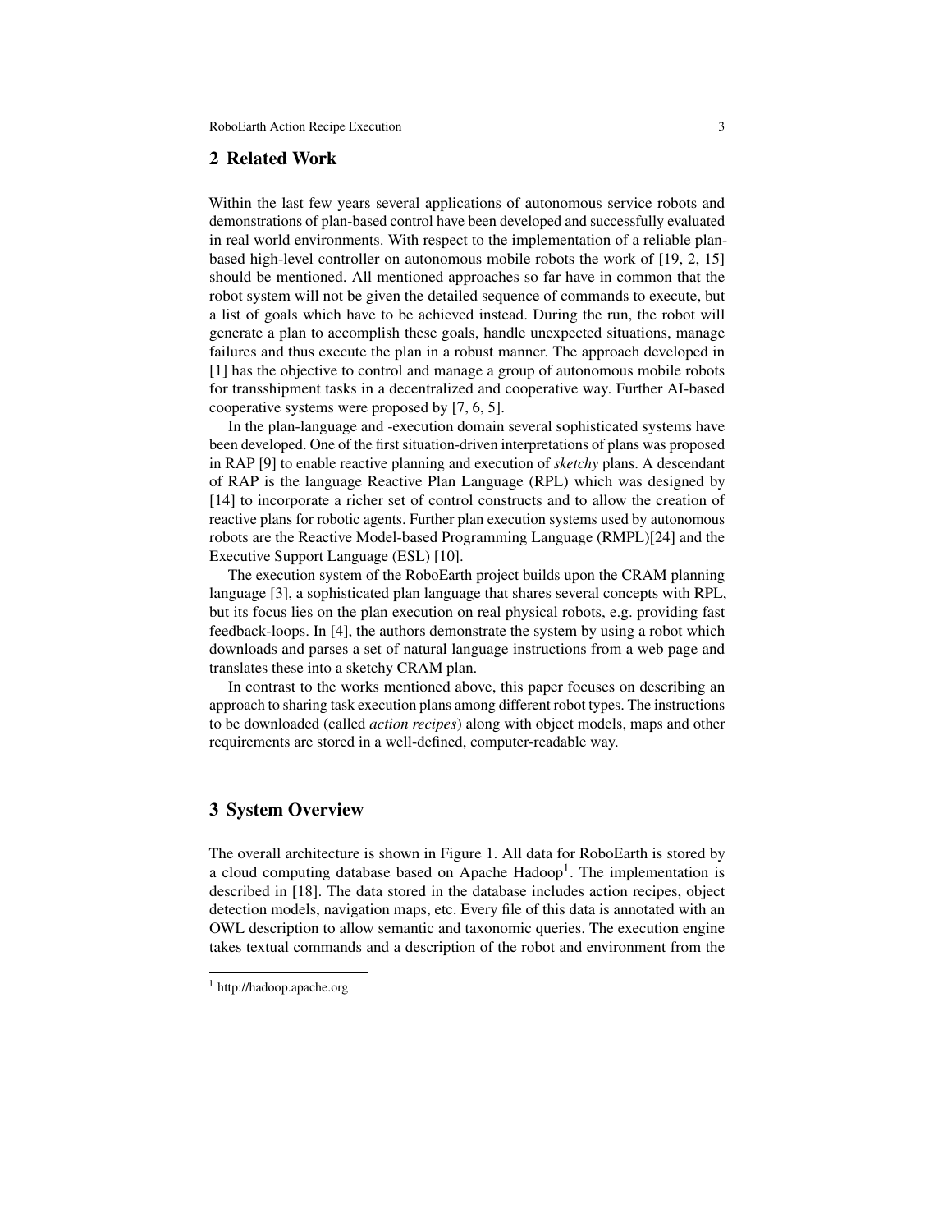## 2 Related Work

Within the last few years several applications of autonomous service robots and demonstrations of plan-based control have been developed and successfully evaluated in real world environments. With respect to the implementation of a reliable plan-based high-level controller on autonomous mobile robots the work of [19, 2, 15] should be mentioned. All mentioned approaches so far have in common that the robot system will not be given the detailed sequence of commands to execute, but a list of goals which have to be achieved instead. During the run, the robot will generate a plan to accomplish these goals, handle unexpected situations, manage failures and thus execute the plan in a robust manner. The approach developed in [1] has the objective to control and manage a group of autonomous mobile robots for transshipment tasks in a decentralized and cooperative way. Further AI-based cooperative systems were proposed by [7, 6, 5].

In the plan-language and -execution domain several sophisticated systems have been developed. One of the first situation-driven interpretations of plans was proposed in RAP [9] to enable reactive planning and execution of *sketchy* plans. A descendant of RAP is the language Reactive Plan Language (RPL) which was designed by [14] to incorporate a richer set of control constructs and to allow the creation of reactive plans for robotic agents. Further plan execution systems used by autonomous robots are the Reactive Model-based Programming Language (RMPL)[24] and the Executive Support Language (ESL) [10].

The execution system of the RoboEarth project builds upon the CRAM planning language [3], a sophisticated plan language that shares several concepts with RPL, but its focus lies on the plan execution on real physical robots, e.g. providing fast feedback-loops. In [4], the authors demonstrate the system by using a robot which downloads and parses a set of natural language instructions from a web page and translates these into a sketchy CRAM plan.

In contrast to the works mentioned above, this paper focuses on describing an approach to sharing task execution plans among different robot types. The instructions to be downloaded (called *action recipes*) along with object models, maps and other requirements are stored in a well-defined, computer-readable way.

## 3 System Overview

The overall architecture is shown in Figure 1. All data for RoboEarth is stored by a cloud computing database based on Apache Hadoop[1]. The implementation is described in [18]. The data stored in the database includes action recipes, object detection models, navigation maps, etc. Every file of this data is annotated with an OWL description to allow semantic and taxonomic queries. The execution engine takes textual commands and a description of the robot and environment from the

[1] http://hadoop.apache.org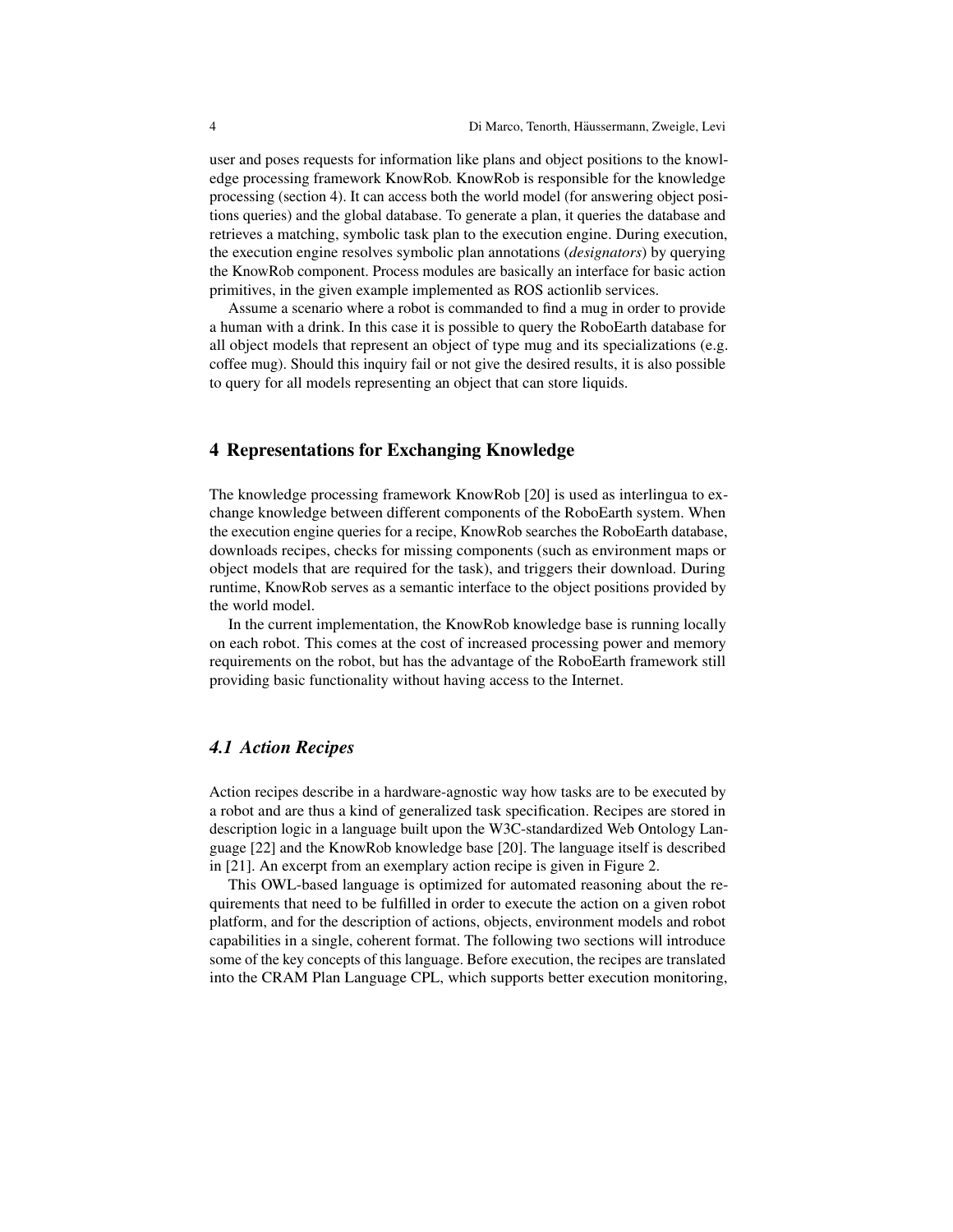user and poses requests for information like plans and object positions to the knowledge processing framework KnowRob. KnowRob is responsible for the knowledge processing (section 4). It can access both the world model (for answering object positions queries) and the global database. To generate a plan, it queries the database and retrieves a matching, symbolic task plan to the execution engine. During execution, the execution engine resolves symbolic plan annotations (*designators*) by querying the KnowRob component. Process modules are basically an interface for basic action primitives, in the given example implemented as ROS actionlib services.

Assume a scenario where a robot is commanded to find a mug in order to provide a human with a drink. In this case it is possible to query the RoboEarth database for all object models that represent an object of type mug and its specializations (e.g. coffee mug). Should this inquiry fail or not give the desired results, it is also possible to query for all models representing an object that can store liquids.

## 4 Representations for Exchanging Knowledge

The knowledge processing framework KnowRob [20] is used as interlingua to exchange knowledge between different components of the RoboEarth system. When the execution engine queries for a recipe, KnowRob searches the RoboEarth database, downloads recipes, checks for missing components (such as environment maps or object models that are required for the task), and triggers their download. During runtime, KnowRob serves as a semantic interface to the object positions provided by the world model.

In the current implementation, the KnowRob knowledge base is running locally on each robot. This comes at the cost of increased processing power and memory requirements on the robot, but has the advantage of the RoboEarth framework still providing basic functionality without having access to the Internet.

### *4.1 Action Recipes*

Action recipes describe in a hardware-agnostic way how tasks are to be executed by a robot and are thus a kind of generalized task specification. Recipes are stored in description logic in a language built upon the W3C-standardized Web Ontology Language [22] and the KnowRob knowledge base [20]. The language itself is described in [21]. An excerpt from an exemplary action recipe is given in Figure 2.

This OWL-based language is optimized for automated reasoning about the requirements that need to be fulfilled in order to execute the action on a given robot platform, and for the description of actions, objects, environment models and robot capabilities in a single, coherent format. The following two sections will introduce some of the key concepts of this language. Before execution, the recipes are translated into the CRAM Plan Language CPL, which supports better execution monitoring,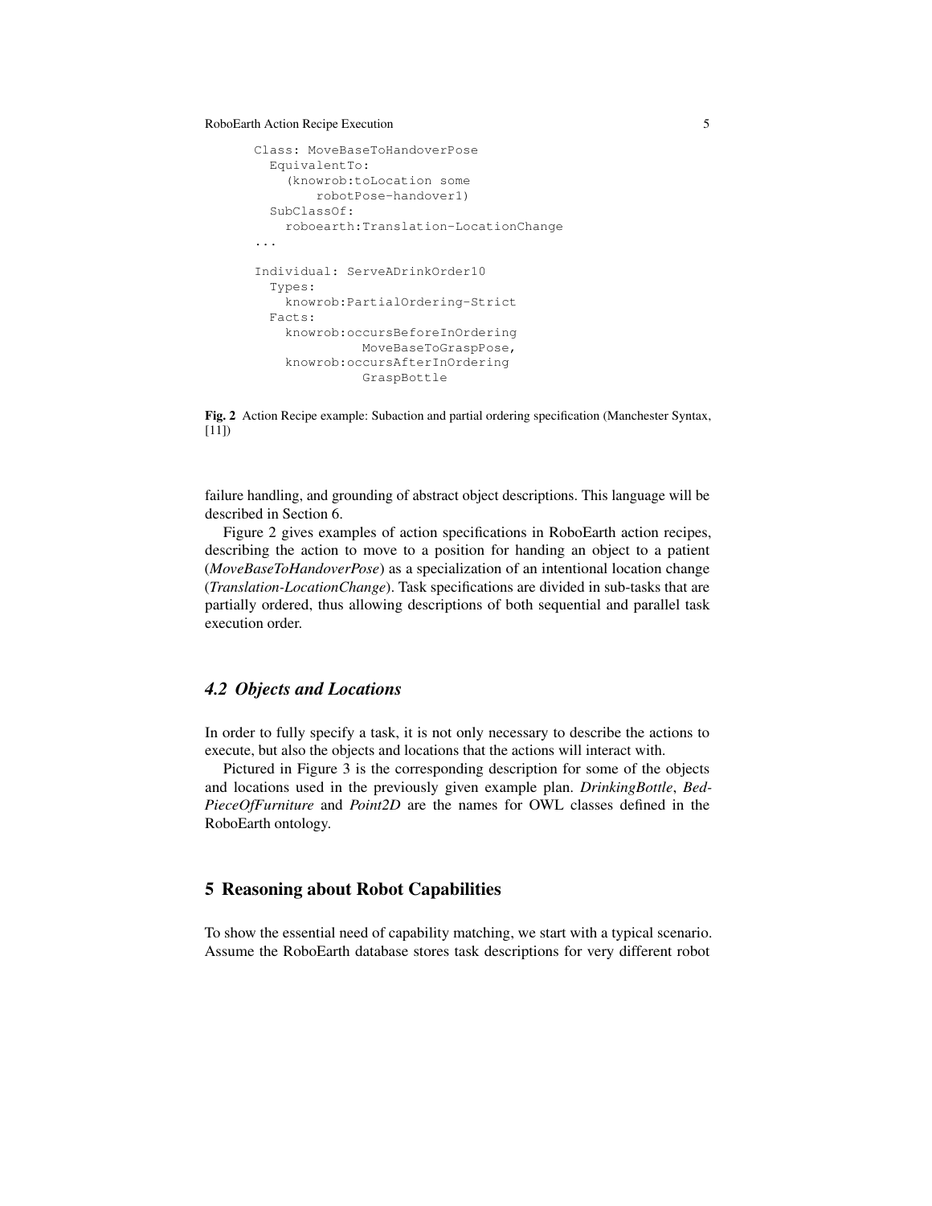```
Class: MoveBaseToHandoverPose
  EquivalentTo:
    (knowrob:toLocation some
        robotPose-handover1)
  SubClassOf:
    roboearth:Translation-LocationChange
...

Individual: ServeADrinkOrder10
  Types:
    knowrob:PartialOrdering-Strict
  Facts:
    knowrob:occursBeforeInOrdering
              MoveBaseToGraspPose,
    knowrob:occursAfterInOrdering
              GraspBottle
```

**Fig. 2** Action Recipe example: Subaction and partial ordering specification (Manchester Syntax, [11])

failure handling, and grounding of abstract object descriptions. This language will be described in Section 6.

Figure 2 gives examples of action specifications in RoboEarth action recipes, describing the action to move to a position for handing an object to a patient (*MoveBaseToHandoverPose*) as a specialization of an intentional location change (*Translation-LocationChange*). Task specifications are divided in sub-tasks that are partially ordered, thus allowing descriptions of both sequential and parallel task execution order.

### *4.2 Objects and Locations*

In order to fully specify a task, it is not only necessary to describe the actions to execute, but also the objects and locations that the actions will interact with.

Pictured in Figure 3 is the corresponding description for some of the objects and locations used in the previously given example plan. *DrinkingBottle*, *Bed-PieceOfFurniture* and *Point2D* are the names for OWL classes defined in the RoboEarth ontology.

## 5 Reasoning about Robot Capabilities

To show the essential need of capability matching, we start with a typical scenario. Assume the RoboEarth database stores task descriptions for very different robot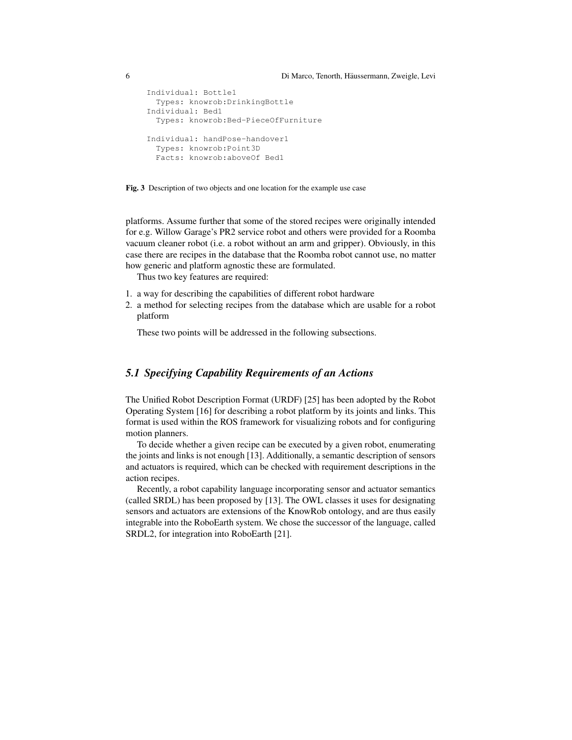```
Individual: Bottle1
  Types: knowrob:DrinkingBottle
Individual: Bed1
  Types: knowrob:Bed-PieceOfFurniture

Individual: handPose-handover1
  Types: knowrob:Point3D
  Facts: knowrob:aboveOf Bed1
```

**Fig. 3** Description of two objects and one location for the example use case

platforms. Assume further that some of the stored recipes were originally intended for e.g. Willow Garage's PR2 service robot and others were provided for a Roomba vacuum cleaner robot (i.e. a robot without an arm and gripper). Obviously, in this case there are recipes in the database that the Roomba robot cannot use, no matter how generic and platform agnostic these are formulated.

Thus two key features are required:

1. a way for describing the capabilities of different robot hardware
2. a method for selecting recipes from the database which are usable for a robot platform

These two points will be addressed in the following subsections.

### *5.1 Specifying Capability Requirements of an Actions*

The Unified Robot Description Format (URDF) [25] has been adopted by the Robot Operating System [16] for describing a robot platform by its joints and links. This format is used within the ROS framework for visualizing robots and for configuring motion planners.

To decide whether a given recipe can be executed by a given robot, enumerating the joints and links is not enough [13]. Additionally, a semantic description of sensors and actuators is required, which can be checked with requirement descriptions in the action recipes.

Recently, a robot capability language incorporating sensor and actuator semantics (called SRDL) has been proposed by [13]. The OWL classes it uses for designating sensors and actuators are extensions of the KnowRob ontology, and are thus easily integrable into the RoboEarth system. We chose the successor of the language, called SRDL2, for integration into RoboEarth [21].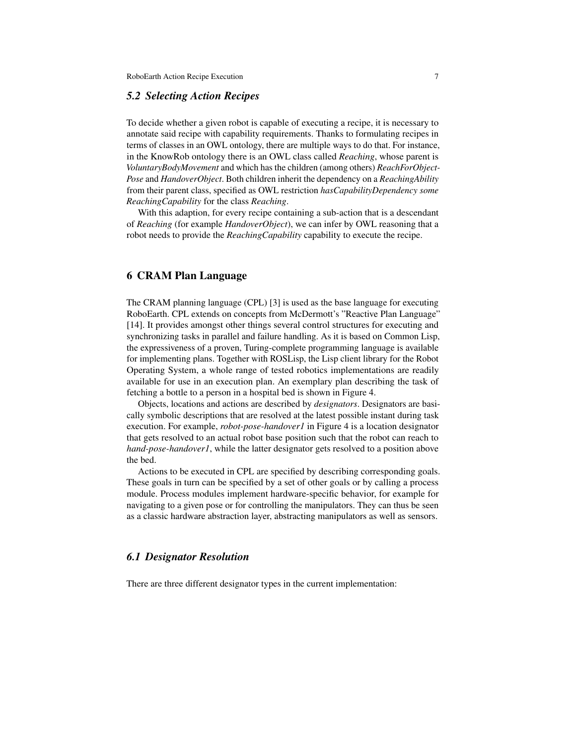### 5.2 Selecting Action Recipes

To decide whether a given robot is capable of executing a recipe, it is necessary to annotate said recipe with capability requirements. Thanks to formulating recipes in terms of classes in an OWL ontology, there are multiple ways to do that. For instance, in the KnowRob ontology there is an OWL class called *Reaching*, whose parent is *VoluntaryBodyMovement* and which has the children (among others) *ReachForObjectPose* and *HandoverObject*. Both children inherit the dependency on a *ReachingAbility* from their parent class, specified as OWL restriction *hasCapabilityDependency some ReachingCapability* for the class *Reaching*.

With this adaption, for every recipe containing a sub-action that is a descendant of *Reaching* (for example *HandoverObject*), we can infer by OWL reasoning that a robot needs to provide the *ReachingCapability* capability to execute the recipe.

## 6 CRAM Plan Language

The CRAM planning language (CPL) [3] is used as the base language for executing RoboEarth. CPL extends on concepts from McDermott's "Reactive Plan Language" [14]. It provides amongst other things several control structures for executing and synchronizing tasks in parallel and failure handling. As it is based on Common Lisp, the expressiveness of a proven, Turing-complete programming language is available for implementing plans. Together with ROSLisp, the Lisp client library for the Robot Operating System, a whole range of tested robotics implementations are readily available for use in an execution plan. An exemplary plan describing the task of fetching a bottle to a person in a hospital bed is shown in Figure 4.

Objects, locations and actions are described by *designators*. Designators are basically symbolic descriptions that are resolved at the latest possible instant during task execution. For example, *robot-pose-handover1* in Figure 4 is a location designator that gets resolved to an actual robot base position such that the robot can reach to *hand-pose-handover1*, while the latter designator gets resolved to a position above the bed.

Actions to be executed in CPL are specified by describing corresponding goals. These goals in turn can be specified by a set of other goals or by calling a process module. Process modules implement hardware-specific behavior, for example for navigating to a given pose or for controlling the manipulators. They can thus be seen as a classic hardware abstraction layer, abstracting manipulators as well as sensors.

### 6.1 Designator Resolution

There are three different designator types in the current implementation: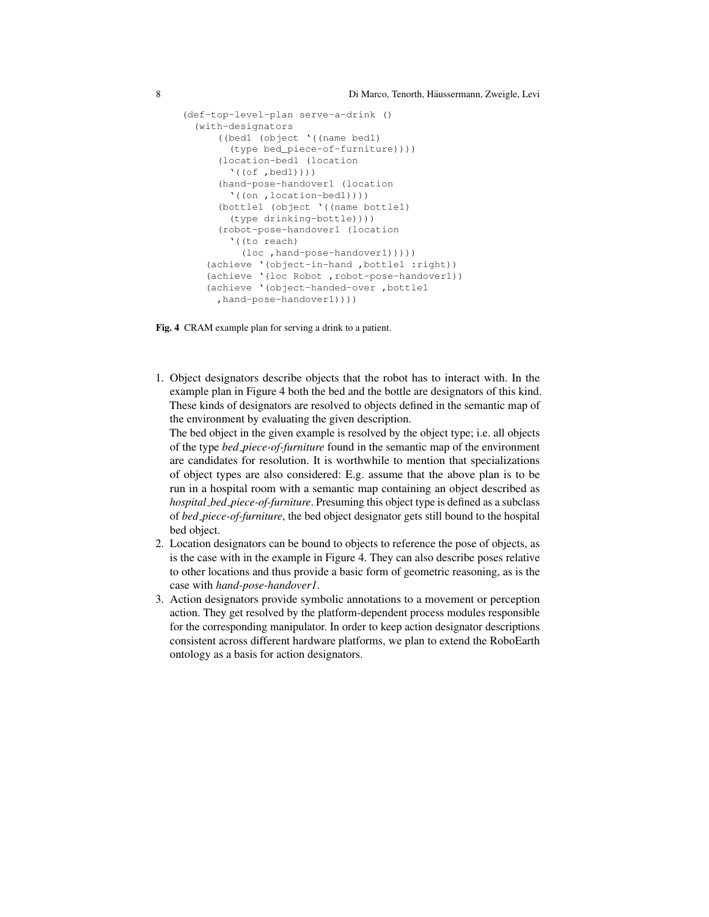```
(def-top-level-plan serve-a-drink ()
  (with-designators
      ((bed1 (object '((name bed1)
        (type bed_piece-of-furniture))))
      (location-bed1 (location
        '((of ,bed1))))
      (hand-pose-handover1 (location
        '((on ,location-bed1))))
      (bottle1 (object '((name bottle1)
        (type drinking-bottle))))
      (robot-pose-handover1 (location
        '((to reach)
          (loc ,hand-pose-handover1)))))
    (achieve '(object-in-hand ,bottle1 :right))
    (achieve '(loc Robot ,robot-pose-handover1))
    (achieve '(object-handed-over ,bottle1
      ,hand-pose-handover1))))
```

**Fig. 4** CRAM example plan for serving a drink to a patient.

1. Object designators describe objects that the robot has to interact with. In the example plan in Figure 4 both the bed and the bottle are designators of this kind. These kinds of designators are resolved to objects defined in the semantic map of the environment by evaluating the given description.
   The bed object in the given example is resolved by the object type; i.e. all objects of the type *bed_piece-of-furniture* found in the semantic map of the environment are candidates for resolution. It is worthwhile to mention that specializations of object types are also considered: E.g. assume that the above plan is to be run in a hospital room with a semantic map containing an object described as *hospital_bed_piece-of-furniture*. Presuming this object type is defined as a subclass of *bed_piece-of-furniture*, the bed object designator gets still bound to the hospital bed object.
2. Location designators can be bound to objects to reference the pose of objects, as is the case with in the example in Figure 4. They can also describe poses relative to other locations and thus provide a basic form of geometric reasoning, as is the case with *hand-pose-handover1*.
3. Action designators provide symbolic annotations to a movement or perception action. They get resolved by the platform-dependent process modules responsible for the corresponding manipulator. In order to keep action designator descriptions consistent across different hardware platforms, we plan to extend the RoboEarth ontology as a basis for action designators.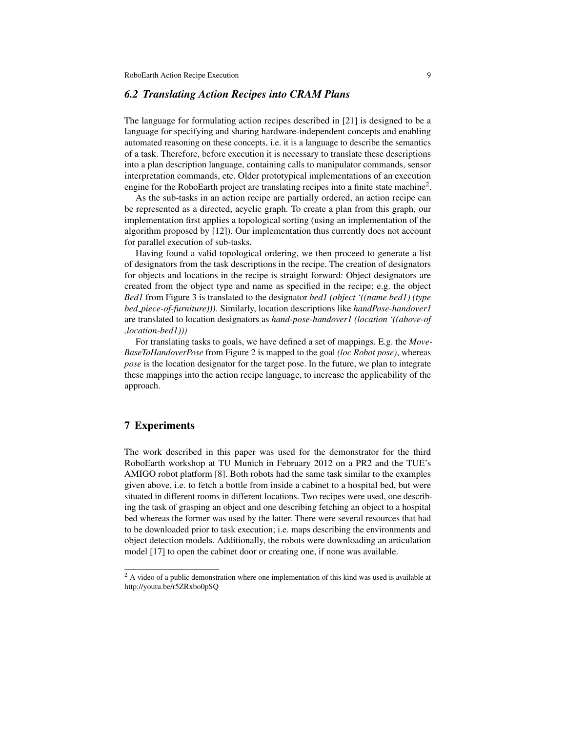## 6.2 Translating Action Recipes into CRAM Plans

The language for formulating action recipes described in [21] is designed to be a language for specifying and sharing hardware-independent concepts and enabling automated reasoning on these concepts, i.e. it is a language to describe the semantics of a task. Therefore, before execution it is necessary to translate these descriptions into a plan description language, containing calls to manipulator commands, sensor interpretation commands, etc. Older prototypical implementations of an execution engine for the RoboEarth project are translating recipes into a finite state machine[2].

As the sub-tasks in an action recipe are partially ordered, an action recipe can be represented as a directed, acyclic graph. To create a plan from this graph, our implementation first applies a topological sorting (using an implementation of the algorithm proposed by [12]). Our implementation thus currently does not account for parallel execution of sub-tasks.

Having found a valid topological ordering, we then proceed to generate a list of designators from the task descriptions in the recipe. The creation of designators for objects and locations in the recipe is straight forward: Object designators are created from the object type and name as specified in the recipe; e.g. the object *Bed1* from Figure 3 is translated to the designator *bed1 (object '((name bed1) (type bed_piece-of-furniture)))*. Similarly, location descriptions like *handPose-handover1* are translated to location designators as *hand-pose-handover1 (location '((above-of ,location-bed1)))*

For translating tasks to goals, we have defined a set of mappings. E.g. the *MoveBaseToHandoverPose* from Figure 2 is mapped to the goal *(loc Robot pose)*, whereas *pose* is the location designator for the target pose. In the future, we plan to integrate these mappings into the action recipe language, to increase the applicability of the approach.

# 7 Experiments

The work described in this paper was used for the demonstrator for the third RoboEarth workshop at TU Munich in February 2012 on a PR2 and the TUE's AMIGO robot platform [8]. Both robots had the same task similar to the examples given above, i.e. to fetch a bottle from inside a cabinet to a hospital bed, but were situated in different rooms in different locations. Two recipes were used, one describing the task of grasping an object and one describing fetching an object to a hospital bed whereas the former was used by the latter. There were several resources that had to be downloaded prior to task execution; i.e. maps describing the environments and object detection models. Additionally, the robots were downloading an articulation model [17] to open the cabinet door or creating one, if none was available.

[2] A video of a public demonstration where one implementation of this kind was used is available at http://youtu.be/r5ZRxbo0pSQ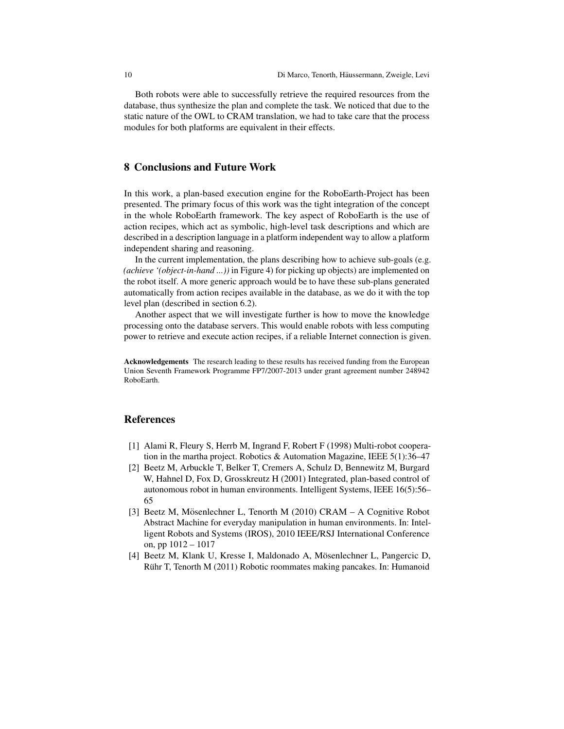Both robots were able to successfully retrieve the required resources from the database, thus synthesize the plan and complete the task. We noticed that due to the static nature of the OWL to CRAM translation, we had to take care that the process modules for both platforms are equivalent in their effects.

## 8 Conclusions and Future Work

In this work, a plan-based execution engine for the RoboEarth-Project has been presented. The primary focus of this work was the tight integration of the concept in the whole RoboEarth framework. The key aspect of RoboEarth is the use of action recipes, which act as symbolic, high-level task descriptions and which are described in a description language in a platform independent way to allow a platform independent sharing and reasoning.

In the current implementation, the plans describing how to achieve sub-goals (e.g. *(achieve '(object-in-hand ...))* in Figure 4) for picking up objects) are implemented on the robot itself. A more generic approach would be to have these sub-plans generated automatically from action recipes available in the database, as we do it with the top level plan (described in section 6.2).

Another aspect that we will investigate further is how to move the knowledge processing onto the database servers. This would enable robots with less computing power to retrieve and execute action recipes, if a reliable Internet connection is given.

**Acknowledgements** The research leading to these results has received funding from the European Union Seventh Framework Programme FP7/2007-2013 under grant agreement number 248942 RoboEarth.

## References

[1] Alami R, Fleury S, Herrb M, Ingrand F, Robert F (1998) Multi-robot cooperation in the martha project. Robotics & Automation Magazine, IEEE 5(1):36–47

[2] Beetz M, Arbuckle T, Belker T, Cremers A, Schulz D, Bennewitz M, Burgard W, Hahnel D, Fox D, Grosskreutz H (2001) Integrated, plan-based control of autonomous robot in human environments. Intelligent Systems, IEEE 16(5):56–65

[3] Beetz M, Mösenlechner L, Tenorth M (2010) CRAM – A Cognitive Robot Abstract Machine for everyday manipulation in human environments. In: Intelligent Robots and Systems (IROS), 2010 IEEE/RSJ International Conference on, pp 1012 – 1017

[4] Beetz M, Klank U, Kresse I, Maldonado A, Mösenlechner L, Pangercic D, Rühr T, Tenorth M (2011) Robotic roommates making pancakes. In: Humanoid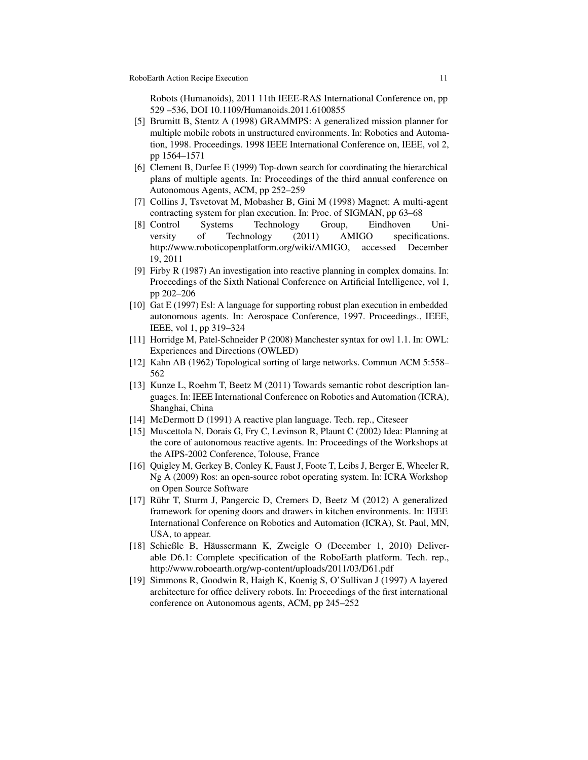Robots (Humanoids), 2011 11th IEEE-RAS International Conference on, pp 529 –536, DOI 10.1109/Humanoids.2011.6100855

[5] Brumitt B, Stentz A (1998) GRAMMPS: A generalized mission planner for multiple mobile robots in unstructured environments. In: Robotics and Automation, 1998. Proceedings. 1998 IEEE International Conference on, IEEE, vol 2, pp 1564–1571

[6] Clement B, Durfee E (1999) Top-down search for coordinating the hierarchical plans of multiple agents. In: Proceedings of the third annual conference on Autonomous Agents, ACM, pp 252–259

[7] Collins J, Tsvetovat M, Mobasher B, Gini M (1998) Magnet: A multi-agent contracting system for plan execution. In: Proc. of SIGMAN, pp 63–68

[8] Control Systems Technology Group, Eindhoven University of Technology (2011) AMIGO specifications. http://www.roboticopenplatform.org/wiki/AMIGO, accessed December 19, 2011

[9] Firby R (1987) An investigation into reactive planning in complex domains. In: Proceedings of the Sixth National Conference on Artificial Intelligence, vol 1, pp 202–206

[10] Gat E (1997) Esl: A language for supporting robust plan execution in embedded autonomous agents. In: Aerospace Conference, 1997. Proceedings., IEEE, IEEE, vol 1, pp 319–324

[11] Horridge M, Patel-Schneider P (2008) Manchester syntax for owl 1.1. In: OWL: Experiences and Directions (OWLED)

[12] Kahn AB (1962) Topological sorting of large networks. Commun ACM 5:558–562

[13] Kunze L, Roehm T, Beetz M (2011) Towards semantic robot description languages. In: IEEE International Conference on Robotics and Automation (ICRA), Shanghai, China

[14] McDermott D (1991) A reactive plan language. Tech. rep., Citeseer

[15] Muscettola N, Dorais G, Fry C, Levinson R, Plaunt C (2002) Idea: Planning at the core of autonomous reactive agents. In: Proceedings of the Workshops at the AIPS-2002 Conference, Tolouse, France

[16] Quigley M, Gerkey B, Conley K, Faust J, Foote T, Leibs J, Berger E, Wheeler R, Ng A (2009) Ros: an open-source robot operating system. In: ICRA Workshop on Open Source Software

[17] Rühr T, Sturm J, Pangercic D, Cremers D, Beetz M (2012) A generalized framework for opening doors and drawers in kitchen environments. In: IEEE International Conference on Robotics and Automation (ICRA), St. Paul, MN, USA, to appear.

[18] Schießle B, Häussermann K, Zweigle O (December 1, 2010) Deliverable D6.1: Complete specification of the RoboEarth platform. Tech. rep., http://www.roboearth.org/wp-content/uploads/2011/03/D61.pdf

[19] Simmons R, Goodwin R, Haigh K, Koenig S, O'Sullivan J (1997) A layered architecture for office delivery robots. In: Proceedings of the first international conference on Autonomous agents, ACM, pp 245–252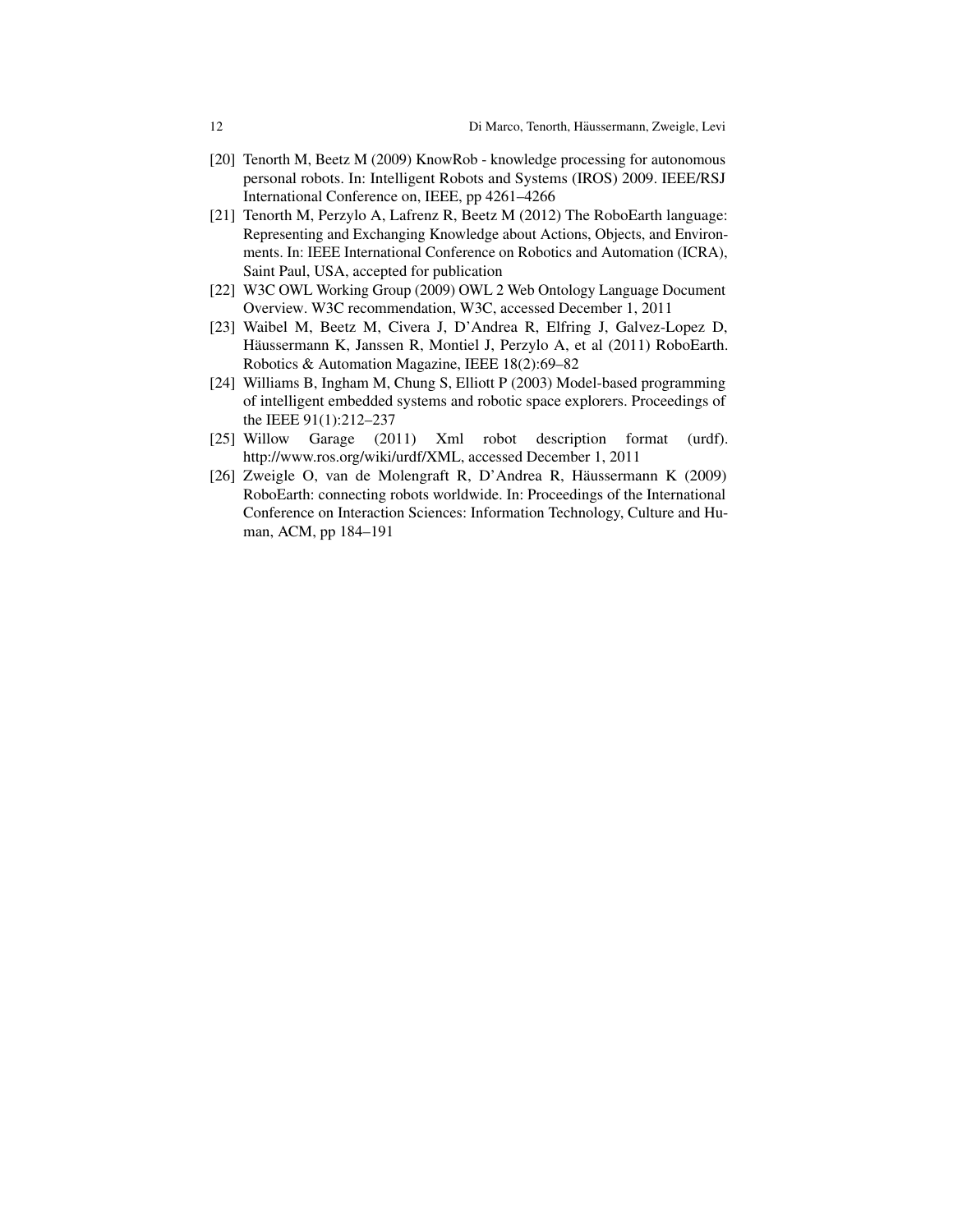[20] Tenorth M, Beetz M (2009) KnowRob - knowledge processing for autonomous personal robots. In: Intelligent Robots and Systems (IROS) 2009. IEEE/RSJ International Conference on, IEEE, pp 4261–4266

[21] Tenorth M, Perzylo A, Lafrenz R, Beetz M (2012) The RoboEarth language: Representing and Exchanging Knowledge about Actions, Objects, and Environments. In: IEEE International Conference on Robotics and Automation (ICRA), Saint Paul, USA, accepted for publication

[22] W3C OWL Working Group (2009) OWL 2 Web Ontology Language Document Overview. W3C recommendation, W3C, accessed December 1, 2011

[23] Waibel M, Beetz M, Civera J, D'Andrea R, Elfring J, Galvez-Lopez D, Häussermann K, Janssen R, Montiel J, Perzylo A, et al (2011) RoboEarth. Robotics & Automation Magazine, IEEE 18(2):69–82

[24] Williams B, Ingham M, Chung S, Elliott P (2003) Model-based programming of intelligent embedded systems and robotic space explorers. Proceedings of the IEEE 91(1):212–237

[25] Willow Garage (2011) Xml robot description format (urdf). http://www.ros.org/wiki/urdf/XML, accessed December 1, 2011

[26] Zweigle O, van de Molengraft R, D'Andrea R, Häussermann K (2009) RoboEarth: connecting robots worldwide. In: Proceedings of the International Conference on Interaction Sciences: Information Technology, Culture and Human, ACM, pp 184–191